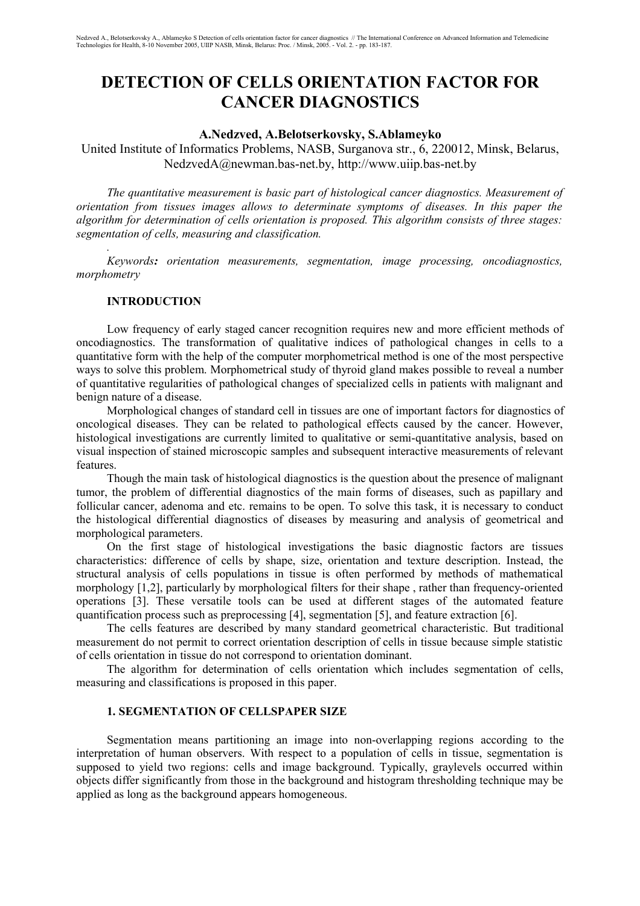# DETECTION OF CELLS ORIENTATION FACTOR FOR CANCER DIAGNOSTICS

**A.Nedzved, A.Belotserkovsky, S.Ablameyko**

United Institute of Informatics Problems, NASB, Surganova str., 6, 220012, Minsk, Belarus, NedzvedA@newman.bas-net.by, http://www.uiip.bas-net.by

*The quantitative measurement is basic part of histological cancer diagnostics. Measurement of orientation from tissues images allows to determinate symptoms of diseases. In this paper the algorithm for determination of cells orientation is proposed. This algorithm consists of three stages: segmentation of cells, measuring and classification.*

.

*Keywords: orientation measurements, segmentation, image processing, oncodiagnostics, morphometry*

## INTRODUCTION

Low frequency of early staged cancer recognition requires new and more efficient methods of oncodiagnostics. The transformation of qualitative indices of pathological changes in cells to a quantitative form with the help of the computer morphometrical method is one of the most perspective ways to solve this problem. Morphometrical study of thyroid gland makes possible to reveal a number of quantitative regularities of pathological changes of specialized cells in patients with malignant and benign nature of a disease.

Morphological changes of standard cell in tissues are one of important factors for diagnostics of oncological diseases. They can be related to pathological effects caused by the cancer. However, histological investigations are currently limited to qualitative or semi-quantitative analysis, based on visual inspection of stained microscopic samples and subsequent interactive measurements of relevant features.

Though the main task of histological diagnostics is the question about the presence of malignant tumor, the problem of differential diagnostics of the main forms of diseases, such as papillary and follicular cancer, adenoma and etc. remains to be open. To solve this task, it is necessary to conduct the histological differential diagnostics of diseases by measuring and analysis of geometrical and morphological parameters.

On the first stage of histological investigations the basic diagnostic factors are tissues characteristics: difference of cells by shape, size, orientation and texture description. Instead, the structural analysis of cells populations in tissue is often performed by methods of mathematical morphology [1,2], particularly by morphological filters for their shape , rather than frequency-oriented operations [3]. These versatile tools can be used at different stages of the automated feature quantification process such as preprocessing [4], segmentation [5], and feature extraction [6].

The cells features are described by many standard geometrical characteristic. But traditional measurement do not permit to correct orientation description of cells in tissue because simple statistic of cells orientation in tissue do not correspond to orientation dominant.

The algorithm for determination of cells orientation which includes segmentation of cells, measuring and classifications is proposed in this paper.

## 1. SEGMENTATION OF CELLSPAPER SIZE

Segmentation means partitioning an image into non-overlapping regions according to the interpretation of human observers. With respect to a population of cells in tissue, segmentation is supposed to yield two regions: cells and image background. Typically, graylevels occurred within objects differ significantly from those in the background and histogram thresholding technique may be applied as long as the background appears homogeneous.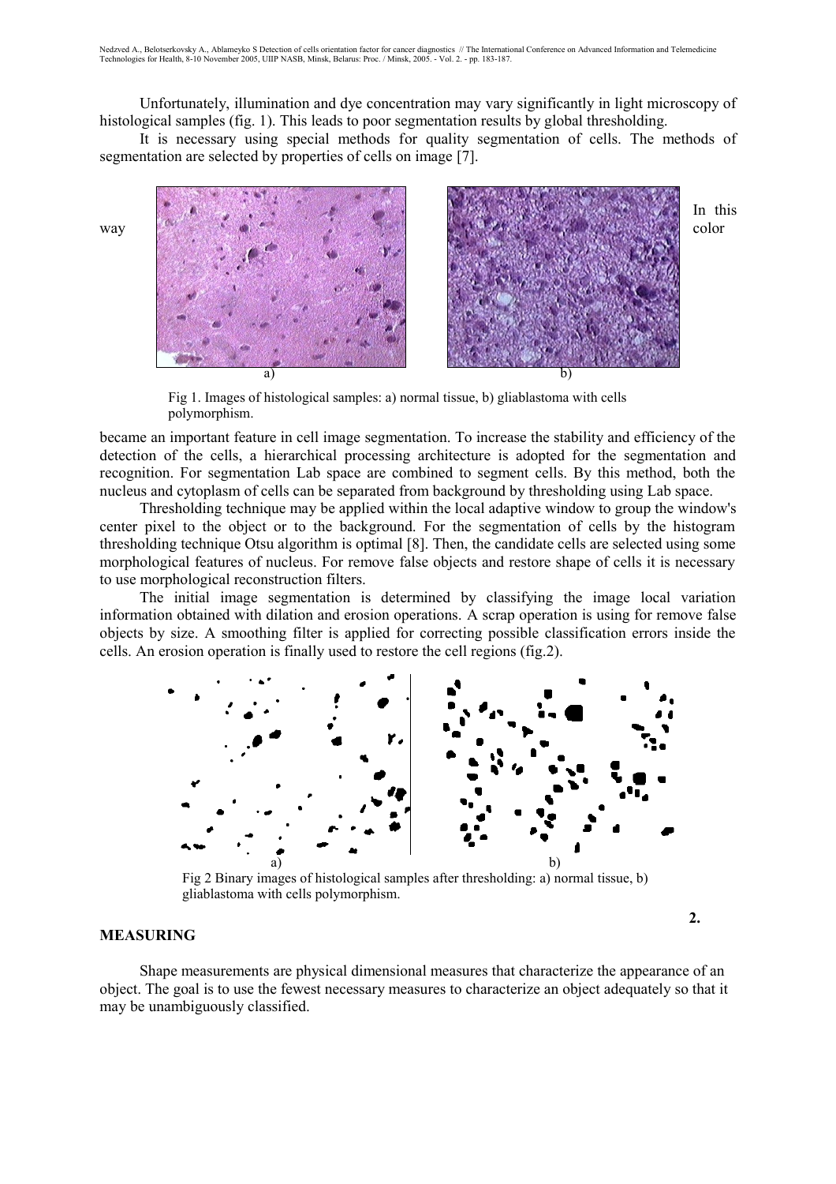Unfortunately, illumination and dye concentration may vary significantly in light microscopy of histological samples (fig. 1). This leads to poor segmentation results by global thresholding.

It is necessary using special methods for quality segmentation of cells. The methods of segmentation are selected by properties of cells on image [7].

In this way color

Fig 1. Images of histological samples: a) normal tissue, b) gliablastoma with cells polymorphism.

became an important feature in cell image segmentation. To increase the stability and efficiency of the detection of the cells, a hierarchical processing architecture is adopted for the segmentation and recognition. For segmentation Lab space are combined to segment cells. By this method, both the nucleus and cytoplasm of cells can be separated from background by thresholding using Lab space.

Thresholding technique may be applied within the local adaptive window to group the window's center pixel to the object or to the background. For the segmentation of cells by the histogram thresholding technique Otsu algorithm is optimal [8]. Then, the candidate cells are selected using some morphological features of nucleus. For remove false objects and restore shape of cells it is necessary to use morphological reconstruction filters.

The initial image segmentation is determined by classifying the image local variation information obtained with dilation and erosion operations. A scrap operation is using for remove false objects by size. A smoothing filter is applied for correcting possible classification errors inside the cells. An erosion operation is finally used to restore the cell regions (fig.2).

Fig 2 Binary images of histological samples after thresholding: a) normal tissue, b) gliablastoma with cells polymorphism.

## 2. MEASURING

Shape measurements are physical dimensional measures that characterize the appearance of an object. The goal is to use the fewest necessary measures to characterize an object adequately so that it may be unambiguously classified.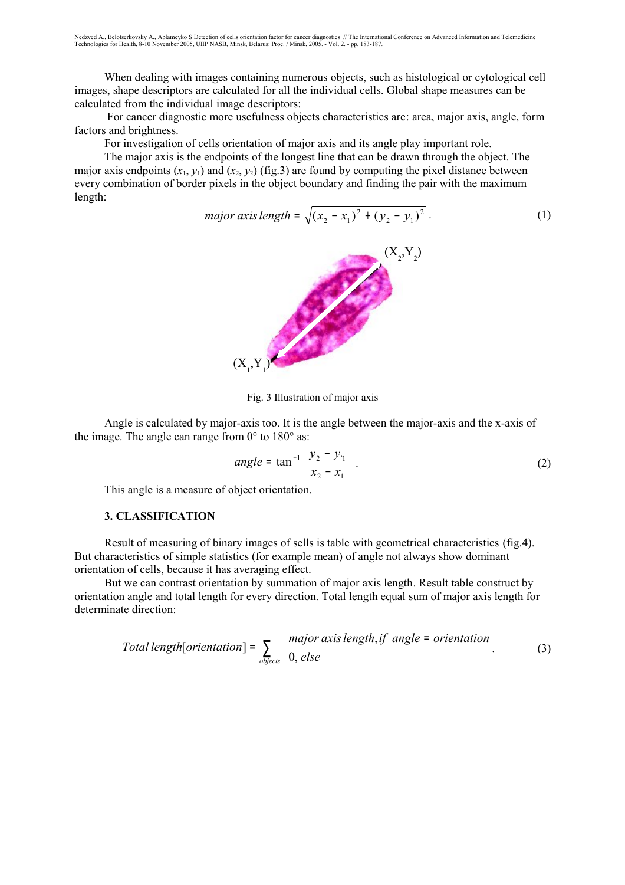When dealing with images containing numerous objects, such as histological or cytological cell images, shape descriptors are calculated for all the individual cells. Global shape measures can be calculated from the individual image descriptors:

For cancer diagnostic more usefulness objects characteristics are: area, major axis, angle, form factors and brightness.

For investigation of cells orientation of major axis and its angle play important role.

The major axis is the endpoints of the longest line that can be drawn through the object. The major axis endpoints ($x_1$, $y_1$) and ($x_2$, $y_2$) (fig.3) are found by computing the pixel distance between every combination of border pixels in the object boundary and finding the pair with the maximum length:

$$major\ axis\ length = \sqrt{(x_2 - x_1)^2 + (y_2 - y_1)^2}\ . \tag{1}$$

Fig. 3 Illustration of major axis

Angle is calculated by major-axis too. It is the angle between the major-axis and the x-axis of the image. The angle can range from 0° to 180° as:

$$angle = \tan^{-1} \frac{y_2 - y_1}{x_2 - x_1}\ . \tag{2}$$

This angle is a measure of object orientation.

### 3. CLASSIFICATION

Result of measuring of binary images of sells is table with geometrical characteristics (fig.4). But characteristics of simple statistics (for example mean) of angle not always show dominant orientation of cells, because it has averaging effect.

But we can contrast orientation by summation of major axis length. Result table construct by orientation angle and total length for every direction. Total length equal sum of major axis length for determinate direction:

$$Total\ length[orientation] = \sum_{objects} \begin{cases} major\ axis\ length, if\ \ angle = orientation \\ 0,\ else \end{cases}\ . \tag{3}$$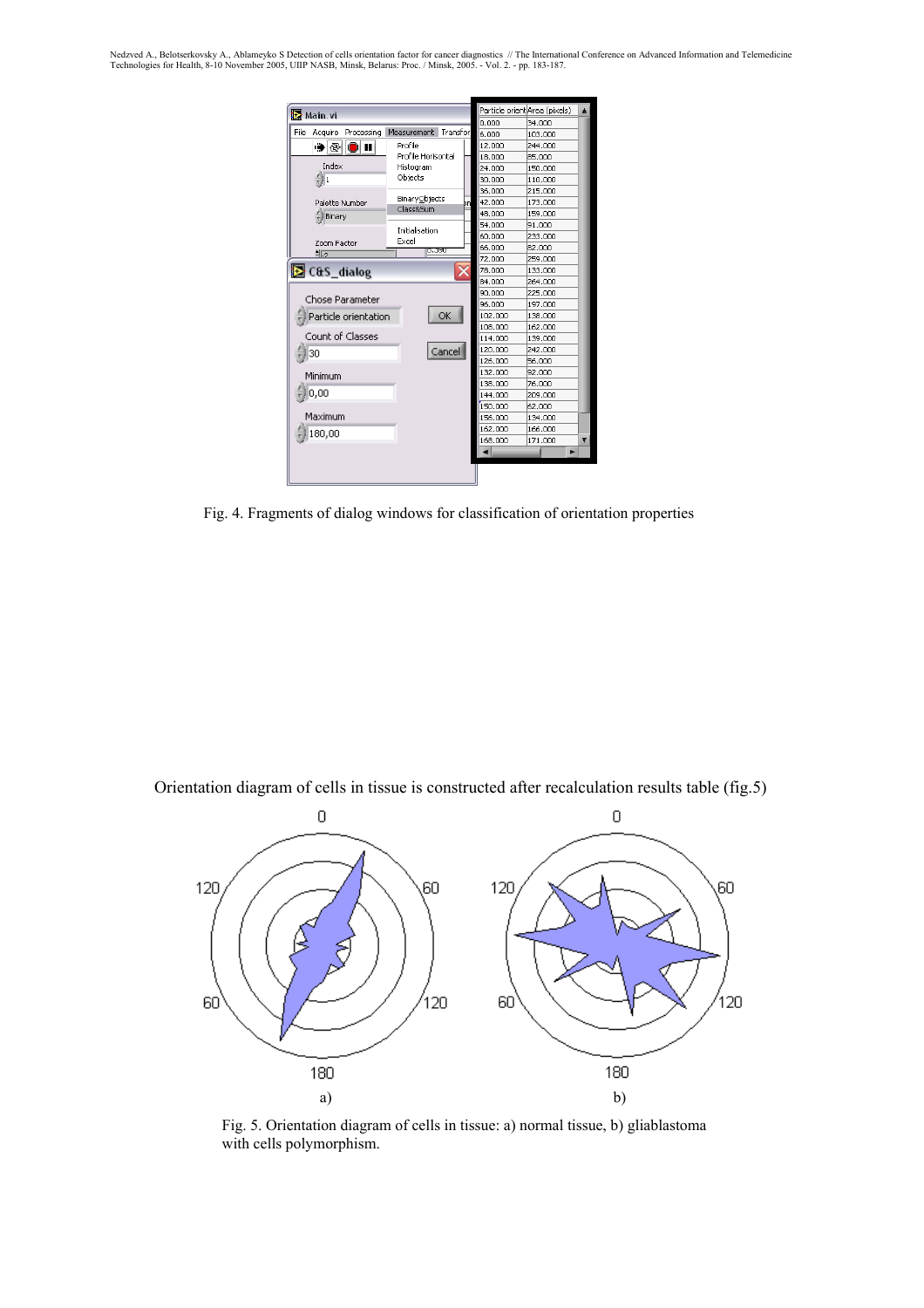Fig. 4. Fragments of dialog windows for classification of orientation properties

Orientation diagram of cells in tissue is constructed after recalculation results table (fig.5)

Fig. 5. Orientation diagram of cells in tissue: a) normal tissue, b) gliablastoma with cells polymorphism.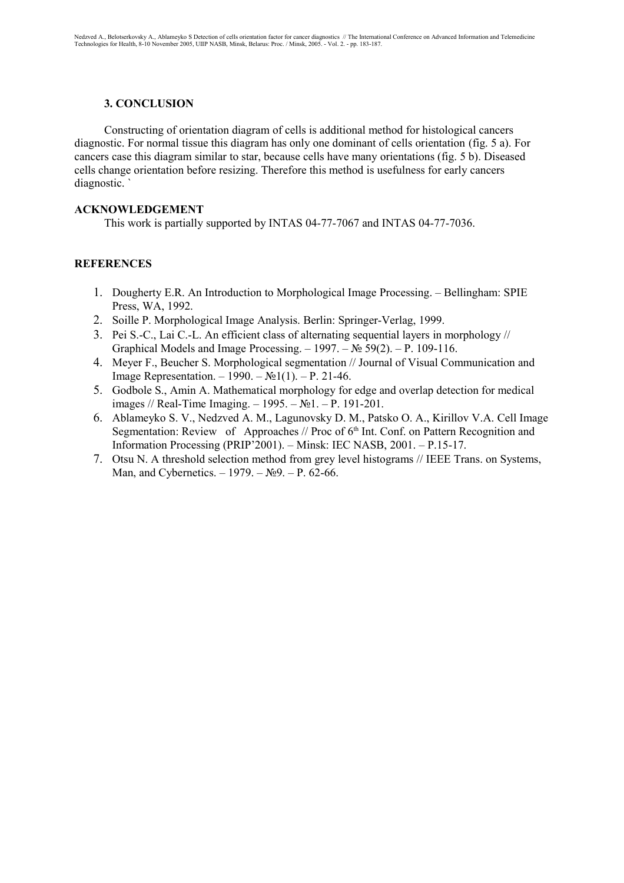### 3. CONCLUSION

Constructing of orientation diagram of cells is additional method for histological cancers diagnostic. For normal tissue this diagram has only one dominant of cells orientation (fig. 5 a). For cancers case this diagram similar to star, because cells have many orientations (fig. 5 b). Diseased cells change orientation before resizing. Therefore this method is usefulness for early cancers diagnostic. `

### ACKNOWLEDGEMENT

This work is partially supported by INTAS 04-77-7067 and INTAS 04-77-7036.

### REFERENCES

1. Dougherty E.R. An Introduction to Morphological Image Processing. – Bellingham: SPIE Press, WA, 1992.
2. Soille P. Morphological Image Analysis. Berlin: Springer-Verlag, 1999.
3. Pei S.-C., Lai C.-L. An efficient class of alternating sequential layers in morphology // Graphical Models and Image Processing. – 1997. – № 59(2). – P. 109-116.
4. Meyer F., Beucher S. Morphological segmentation // Journal of Visual Communication and Image Representation. – 1990. – №1(1). – P. 21-46.
5. Godbole S., Amin A. Mathematical morphology for edge and overlap detection for medical images // Real-Time Imaging. – 1995. – №1. – P. 191-201.
6. Ablameyko S. V., Nedzved A. M., Lagunovsky D. M., Patsko O. A., Kirillov V.A. Cell Image Segmentation: Review of Approaches // Proc of 6th Int. Conf. on Pattern Recognition and Information Processing (PRIP'2001). – Minsk: IEC NASB, 2001. – P.15-17.
7. Otsu N. A threshold selection method from grey level histograms // IEEE Trans. on Systems, Man, and Cybernetics. – 1979. – №9. – P. 62-66.